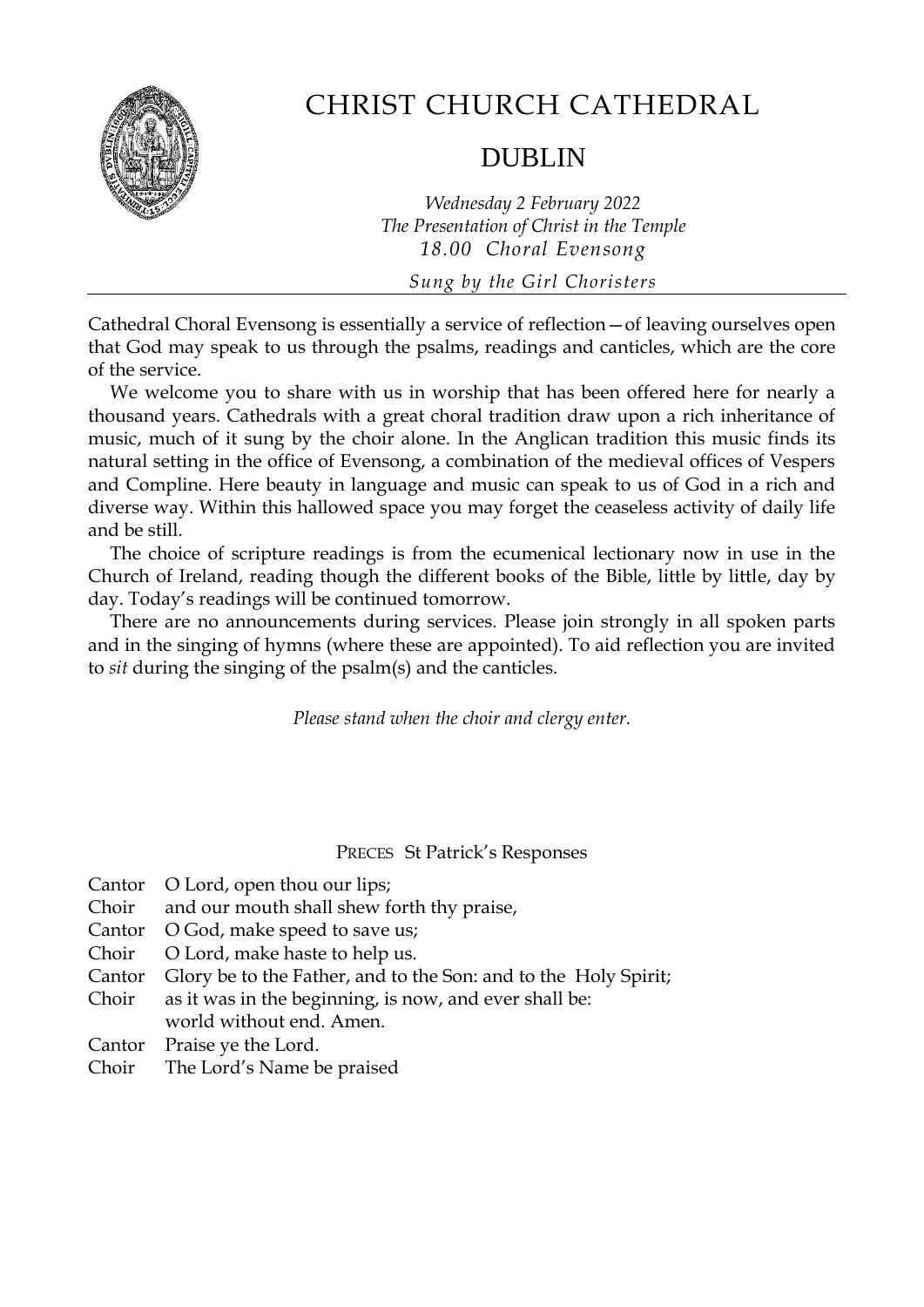# CHRIST CHURCH CATHEDRAL

## DUBLIN

*Wednesday 2 February 2022*
*The Presentation of Christ in the Temple*
*18.00 Choral Evensong*

*Sung by the Girl Choristers*

---

Cathedral Choral Evensong is essentially a service of reflection—of leaving ourselves open that God may speak to us through the psalms, readings and canticles, which are the core of the service.

We welcome you to share with us in worship that has been offered here for nearly a thousand years. Cathedrals with a great choral tradition draw upon a rich inheritance of music, much of it sung by the choir alone. In the Anglican tradition this music finds its natural setting in the office of Evensong, a combination of the medieval offices of Vespers and Compline. Here beauty in language and music can speak to us of God in a rich and diverse way. Within this hallowed space you may forget the ceaseless activity of daily life and be still.

The choice of scripture readings is from the ecumenical lectionary now in use in the Church of Ireland, reading though the different books of the Bible, little by little, day by day. Today's readings will be continued tomorrow.

There are no announcements during services. Please join strongly in all spoken parts and in the singing of hymns (where these are appointed). To aid reflection you are invited to *sit* during the singing of the psalm(s) and the canticles.

*Please stand when the choir and clergy enter.*

PRECES St Patrick's Responses

Cantor O Lord, open thou our lips;
Choir and our mouth shall shew forth thy praise,
Cantor O God, make speed to save us;
Choir O Lord, make haste to help us.
Cantor Glory be to the Father, and to the Son: and to the Holy Spirit;
Choir as it was in the beginning, is now, and ever shall be:
world without end. Amen.
Cantor Praise ye the Lord.
Choir The Lord's Name be praised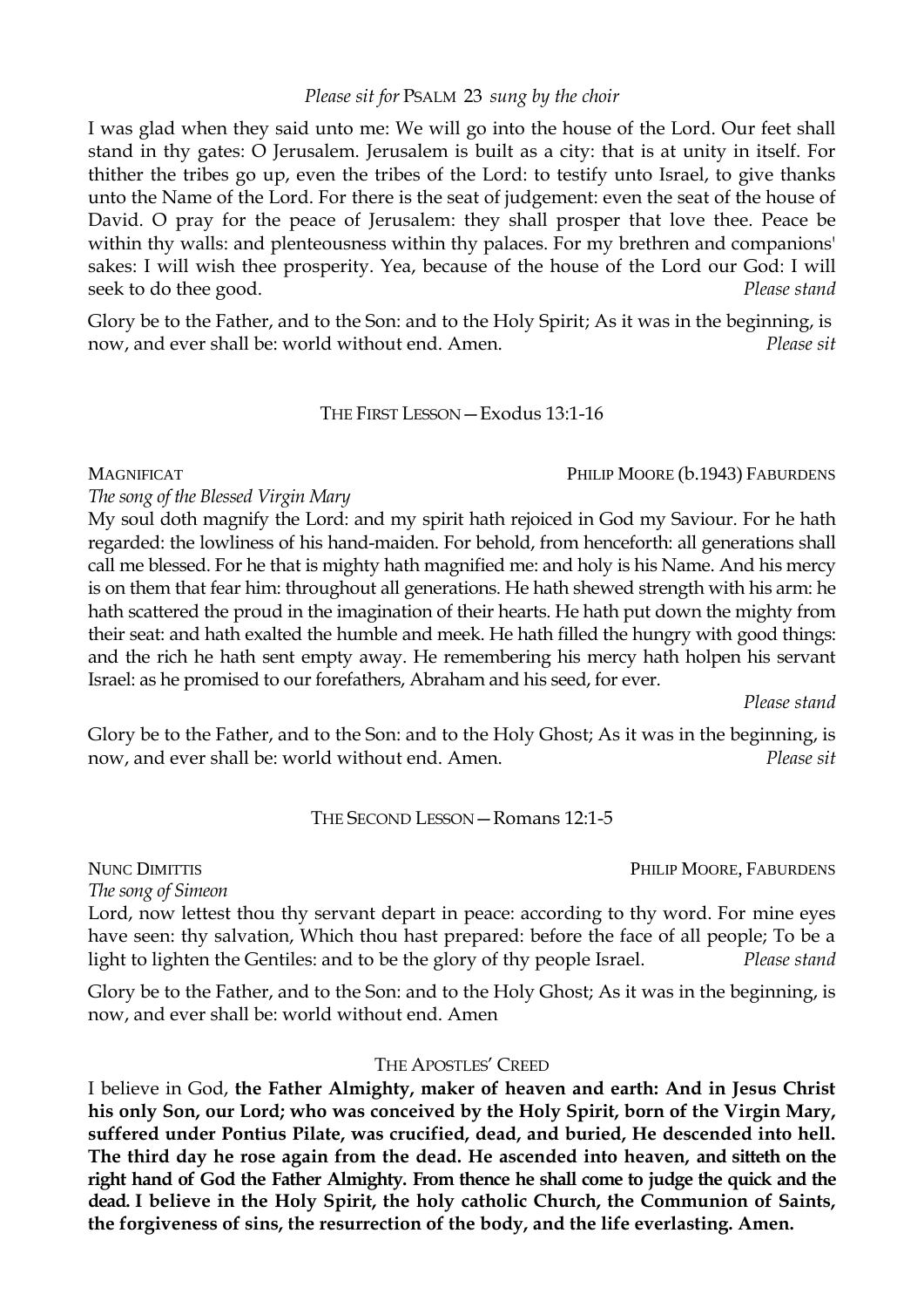*Please sit for* Psalm 23 *sung by the choir*

I was glad when they said unto me: We will go into the house of the Lord. Our feet shall stand in thy gates: O Jerusalem. Jerusalem is built as a city: that is at unity in itself. For thither the tribes go up, even the tribes of the Lord: to testify unto Israel, to give thanks unto the Name of the Lord. For there is the seat of judgement: even the seat of the house of David. O pray for the peace of Jerusalem: they shall prosper that love thee. Peace be within thy walls: and plenteousness within thy palaces. For my brethren and companions' sakes: I will wish thee prosperity. Yea, because of the house of the Lord our God: I will seek to do thee good. *Please stand*

Glory be to the Father, and to the Son: and to the Holy Spirit; As it was in the beginning, is now, and ever shall be: world without end. Amen. *Please sit*

The First Lesson—Exodus 13:1-16

Magnificat — Philip Moore (b.1943) Faburdens

*The song of the Blessed Virgin Mary*

My soul doth magnify the Lord: and my spirit hath rejoiced in God my Saviour. For he hath regarded: the lowliness of his hand-maiden. For behold, from henceforth: all generations shall call me blessed. For he that is mighty hath magnified me: and holy is his Name. And his mercy is on them that fear him: throughout all generations. He hath shewed strength with his arm: he hath scattered the proud in the imagination of their hearts. He hath put down the mighty from their seat: and hath exalted the humble and meek. He hath filled the hungry with good things: and the rich he hath sent empty away. He remembering his mercy hath holpen his servant Israel: as he promised to our forefathers, Abraham and his seed, for ever.

*Please stand*

Glory be to the Father, and to the Son: and to the Holy Ghost; As it was in the beginning, is now, and ever shall be: world without end. Amen. *Please sit*

The Second Lesson—Romans 12:1-5

Nunc Dimittis — Philip Moore, Faburdens

*The song of Simeon*

Lord, now lettest thou thy servant depart in peace: according to thy word. For mine eyes have seen: thy salvation, Which thou hast prepared: before the face of all people; To be a light to lighten the Gentiles: and to be the glory of thy people Israel. *Please stand*

Glory be to the Father, and to the Son: and to the Holy Ghost; As it was in the beginning, is now, and ever shall be: world without end. Amen

The Apostles' Creed

I believe in God, **the Father Almighty, maker of heaven and earth: And in Jesus Christ his only Son, our Lord; who was conceived by the Holy Spirit, born of the Virgin Mary, suffered under Pontius Pilate, was crucified, dead, and buried, He descended into hell. The third day he rose again from the dead. He ascended into heaven, and sitteth on the right hand of God the Father Almighty. From thence he shall come to judge the quick and the dead. I believe in the Holy Spirit, the holy catholic Church, the Communion of Saints, the forgiveness of sins, the resurrection of the body, and the life everlasting. Amen.**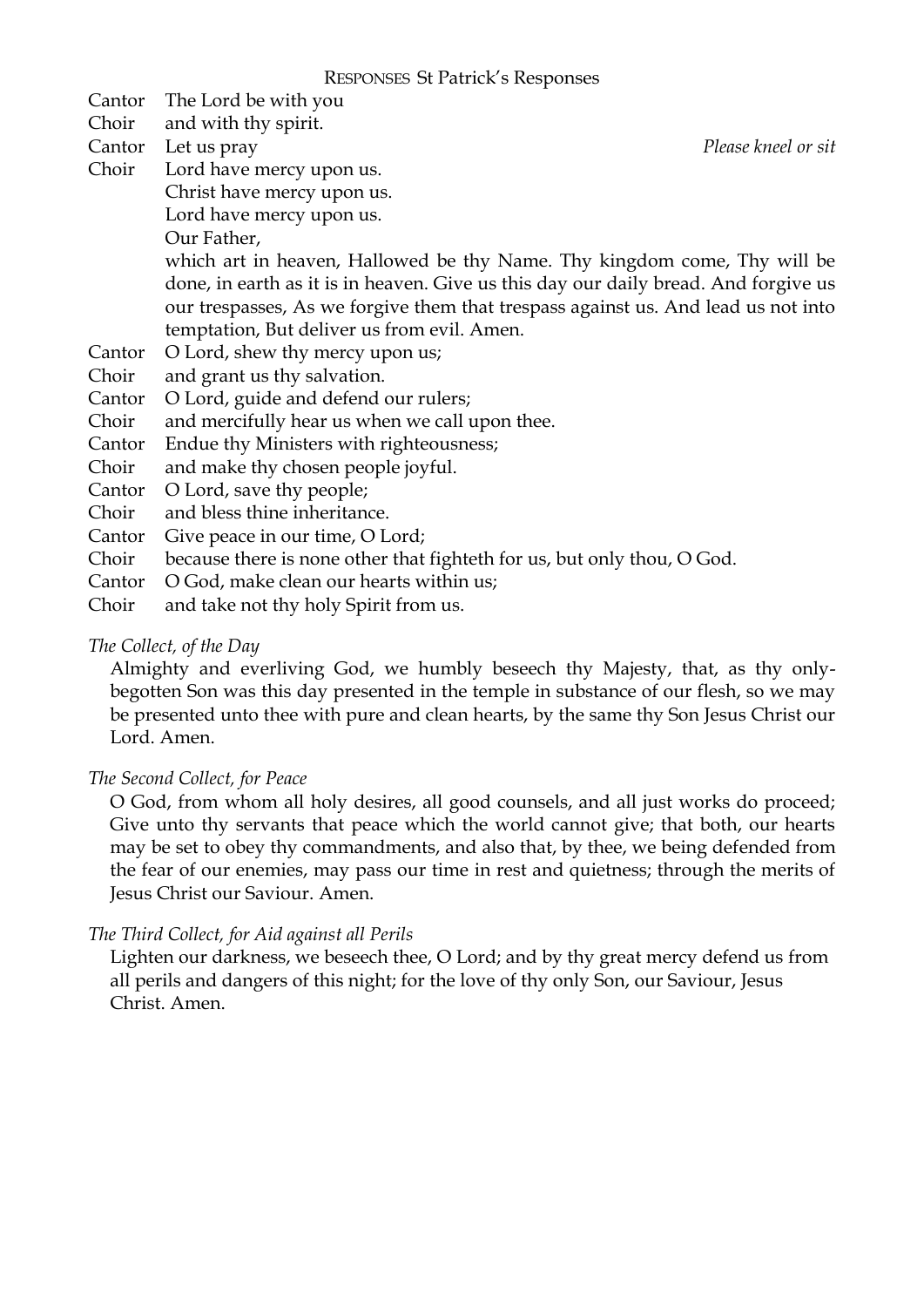RESPONSES St Patrick's Responses

Cantor The Lord be with you

Choir and with thy spirit.

Cantor Let us pray *Please kneel or sit*

Choir Lord have mercy upon us.
Christ have mercy upon us.
Lord have mercy upon us.
Our Father,
which art in heaven, Hallowed be thy Name. Thy kingdom come, Thy will be done, in earth as it is in heaven. Give us this day our daily bread. And forgive us our trespasses, As we forgive them that trespass against us. And lead us not into temptation, But deliver us from evil. Amen.

Cantor O Lord, shew thy mercy upon us;

Choir and grant us thy salvation.

Cantor O Lord, guide and defend our rulers;

Choir and mercifully hear us when we call upon thee.

Cantor Endue thy Ministers with righteousness;

Choir and make thy chosen people joyful.

Cantor O Lord, save thy people;

Choir and bless thine inheritance.

Cantor Give peace in our time, O Lord;

Choir because there is none other that fighteth for us, but only thou, O God.

Cantor O God, make clean our hearts within us;

Choir and take not thy holy Spirit from us.

*The Collect, of the Day*

Almighty and everliving God, we humbly beseech thy Majesty, that, as thy only-begotten Son was this day presented in the temple in substance of our flesh, so we may be presented unto thee with pure and clean hearts, by the same thy Son Jesus Christ our Lord. Amen.

*The Second Collect, for Peace*

O God, from whom all holy desires, all good counsels, and all just works do proceed; Give unto thy servants that peace which the world cannot give; that both, our hearts may be set to obey thy commandments, and also that, by thee, we being defended from the fear of our enemies, may pass our time in rest and quietness; through the merits of Jesus Christ our Saviour. Amen.

*The Third Collect, for Aid against all Perils*

Lighten our darkness, we beseech thee, O Lord; and by thy great mercy defend us from all perils and dangers of this night; for the love of thy only Son, our Saviour, Jesus Christ. Amen.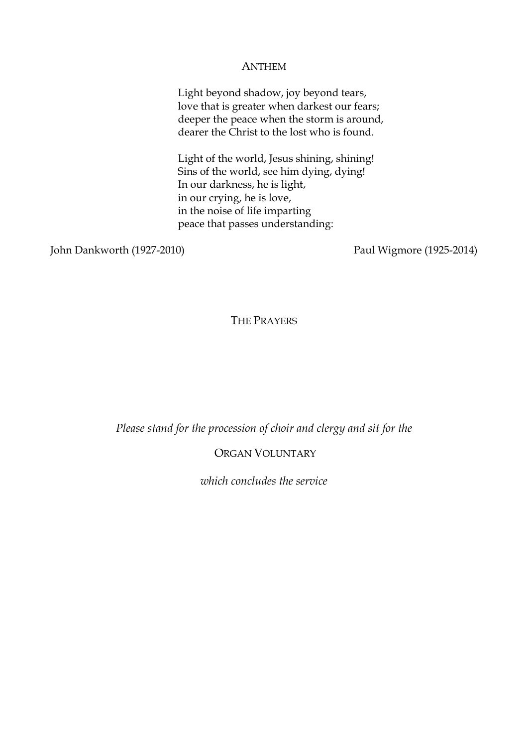## Anthem

Light beyond shadow, joy beyond tears,
love that is greater when darkest our fears;
deeper the peace when the storm is around,
dearer the Christ to the lost who is found.

Light of the world, Jesus shining, shining!
Sins of the world, see him dying, dying!
In our darkness, he is light,
in our crying, he is love,
in the noise of life imparting
peace that passes understanding:

John Dankworth (1927-2010) — Paul Wigmore (1925-2014)

## The Prayers

*Please stand for the procession of choir and clergy and sit for the*

## Organ Voluntary

*which concludes the service*